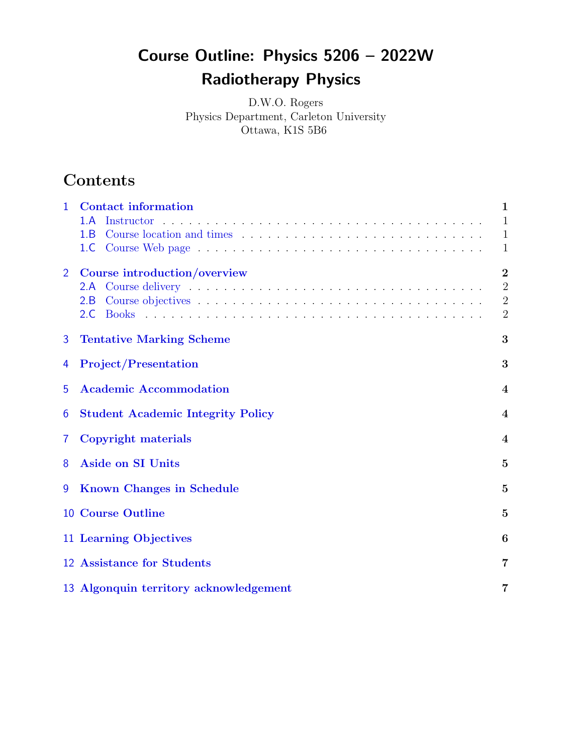# Course Outline: Physics 5206 – 2022W
# Radiotherapy Physics

D.W.O. Rogers
Physics Department, Carleton University
Ottawa, K1S 5B6

## Contents

- 1 Contact information — 1
  - 1.A Instructor — 1
  - 1.B Course location and times — 1
  - 1.C Course Web page — 1
- 2 Course introduction/overview — 2
  - 2.A Course delivery — 2
  - 2.B Course objectives — 2
  - 2.C Books — 2
- 3 Tentative Marking Scheme — 3
- 4 Project/Presentation — 3
- 5 Academic Accommodation — 4
- 6 Student Academic Integrity Policy — 4
- 7 Copyright materials — 4
- 8 Aside on SI Units — 5
- 9 Known Changes in Schedule — 5
- 10 Course Outline — 5
- 11 Learning Objectives — 6
- 12 Assistance for Students — 7
- 13 Algonquin territory acknowledgement — 7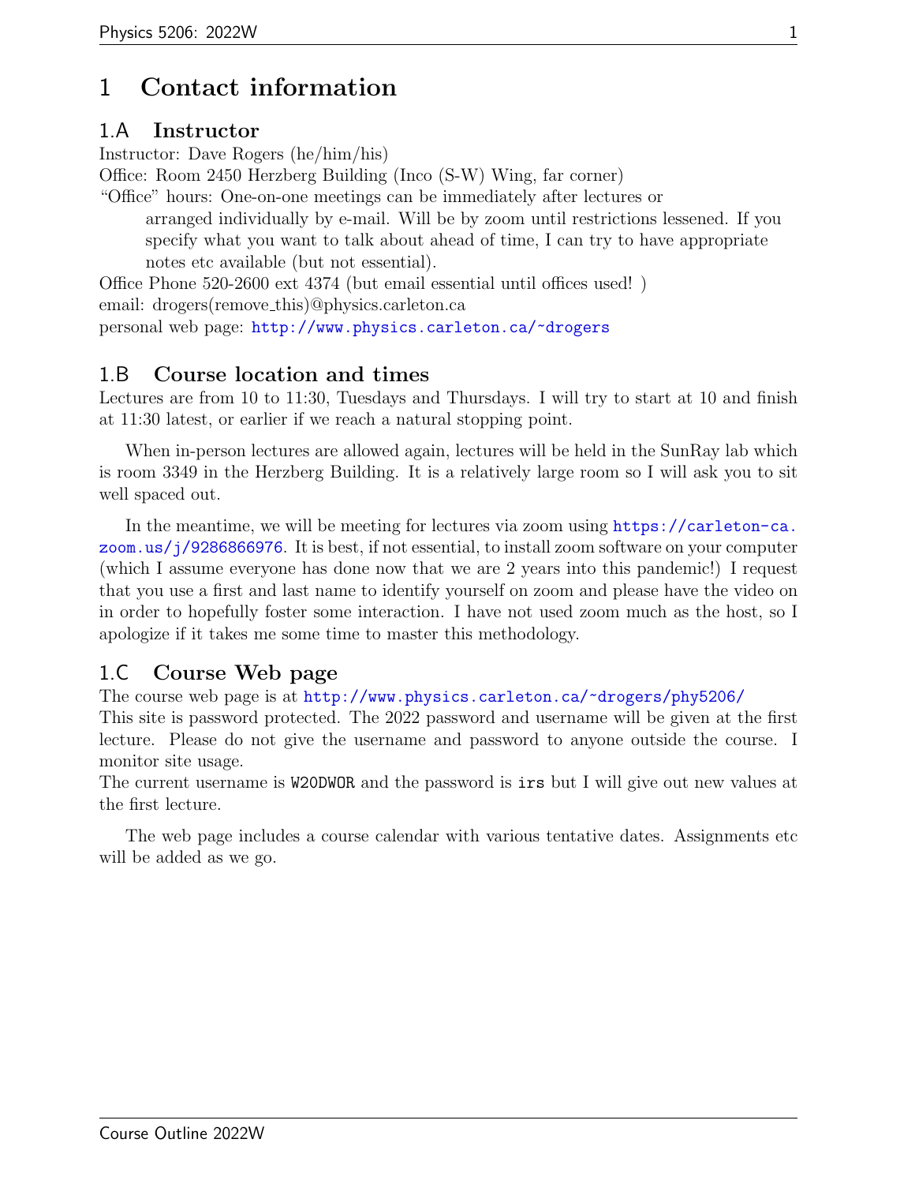# 1 Contact information

## 1.A Instructor

Instructor: Dave Rogers (he/him/his)

Office: Room 2450 Herzberg Building (Inco (S-W) Wing, far corner)

"Office" hours: One-on-one meetings can be immediately after lectures or arranged individually by e-mail. Will be by zoom until restrictions lessened. If you specify what you want to talk about ahead of time, I can try to have appropriate notes etc available (but not essential).

Office Phone 520-2600 ext 4374 (but email essential until offices used! )

email: drogers(remove_this)@physics.carleton.ca

personal web page: http://www.physics.carleton.ca/~drogers

## 1.B Course location and times

Lectures are from 10 to 11:30, Tuesdays and Thursdays. I will try to start at 10 and finish at 11:30 latest, or earlier if we reach a natural stopping point.

When in-person lectures are allowed again, lectures will be held in the SunRay lab which is room 3349 in the Herzberg Building. It is a relatively large room so I will ask you to sit well spaced out.

In the meantime, we will be meeting for lectures via zoom using https://carleton-ca.zoom.us/j/9286866976. It is best, if not essential, to install zoom software on your computer (which I assume everyone has done now that we are 2 years into this pandemic!) I request that you use a first and last name to identify yourself on zoom and please have the video on in order to hopefully foster some interaction. I have not used zoom much as the host, so I apologize if it takes me some time to master this methodology.

## 1.C Course Web page

The course web page is at http://www.physics.carleton.ca/~drogers/phy5206/

This site is password protected. The 2022 password and username will be given at the first lecture. Please do not give the username and password to anyone outside the course. I monitor site usage.

The current username is `W20DWOR` and the password is `irs` but I will give out new values at the first lecture.

The web page includes a course calendar with various tentative dates. Assignments etc will be added as we go.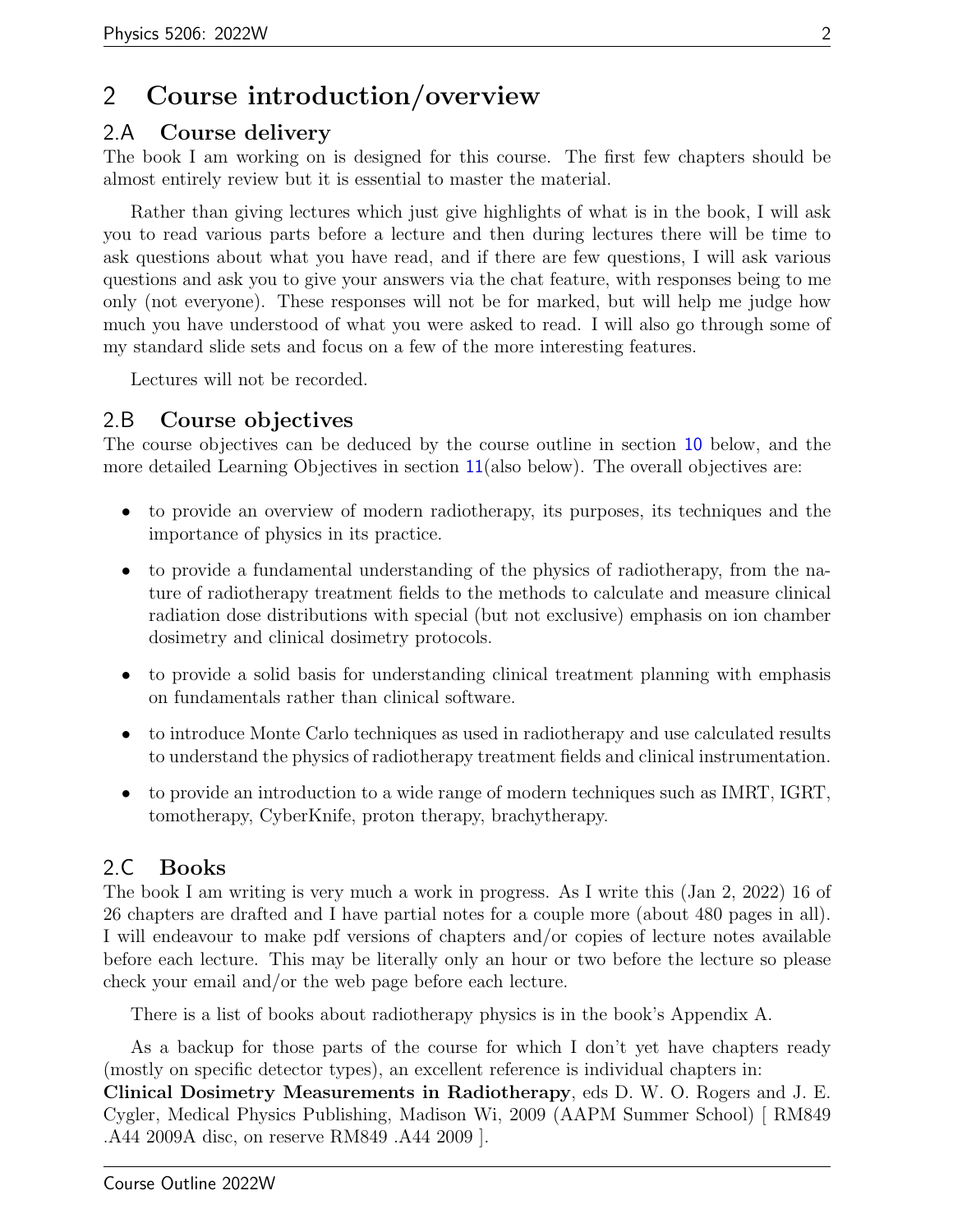# 2 Course introduction/overview

## 2.A Course delivery

The book I am working on is designed for this course. The first few chapters should be almost entirely review but it is essential to master the material.

Rather than giving lectures which just give highlights of what is in the book, I will ask you to read various parts before a lecture and then during lectures there will be time to ask questions about what you have read, and if there are few questions, I will ask various questions and ask you to give your answers via the chat feature, with responses being to me only (not everyone). These responses will not be for marked, but will help me judge how much you have understood of what you were asked to read. I will also go through some of my standard slide sets and focus on a few of the more interesting features.

Lectures will not be recorded.

## 2.B Course objectives

The course objectives can be deduced by the course outline in section 10 below, and the more detailed Learning Objectives in section 11(also below). The overall objectives are:

- to provide an overview of modern radiotherapy, its purposes, its techniques and the importance of physics in its practice.
- to provide a fundamental understanding of the physics of radiotherapy, from the nature of radiotherapy treatment fields to the methods to calculate and measure clinical radiation dose distributions with special (but not exclusive) emphasis on ion chamber dosimetry and clinical dosimetry protocols.
- to provide a solid basis for understanding clinical treatment planning with emphasis on fundamentals rather than clinical software.
- to introduce Monte Carlo techniques as used in radiotherapy and use calculated results to understand the physics of radiotherapy treatment fields and clinical instrumentation.
- to provide an introduction to a wide range of modern techniques such as IMRT, IGRT, tomotherapy, CyberKnife, proton therapy, brachytherapy.

## 2.C Books

The book I am writing is very much a work in progress. As I write this (Jan 2, 2022) 16 of 26 chapters are drafted and I have partial notes for a couple more (about 480 pages in all). I will endeavour to make pdf versions of chapters and/or copies of lecture notes available before each lecture. This may be literally only an hour or two before the lecture so please check your email and/or the web page before each lecture.

There is a list of books about radiotherapy physics is in the book's Appendix A.

As a backup for those parts of the course for which I don't yet have chapters ready (mostly on specific detector types), an excellent reference is individual chapters in: **Clinical Dosimetry Measurements in Radiotherapy**, eds D. W. O. Rogers and J. E. Cygler, Medical Physics Publishing, Madison Wi, 2009 (AAPM Summer School) [ RM849 .A44 2009A disc, on reserve RM849 .A44 2009 ].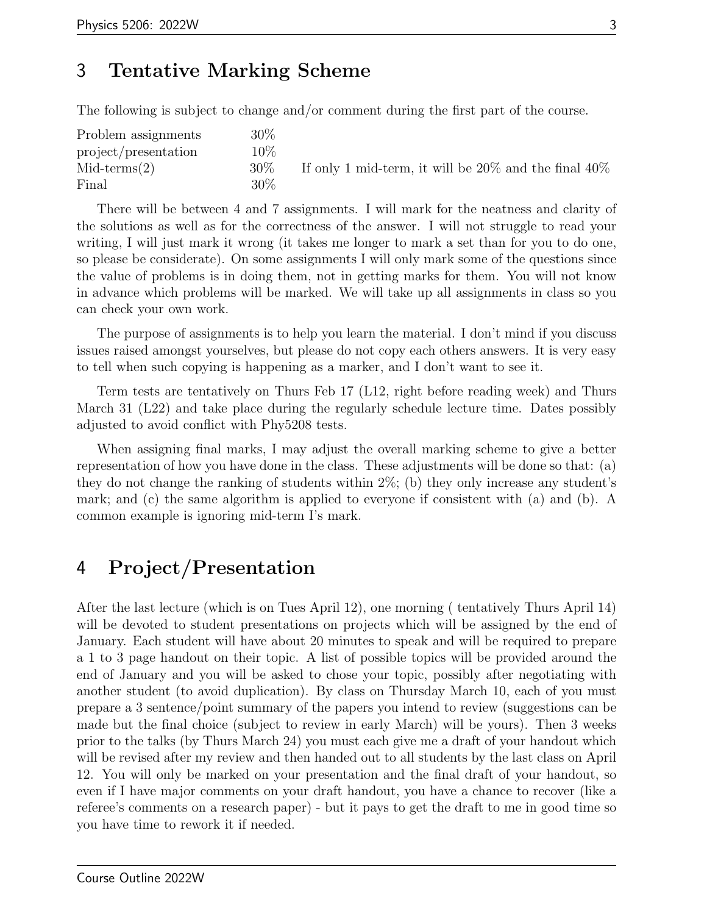## 3 Tentative Marking Scheme

The following is subject to change and/or comment during the first part of the course.

| | | |
|---|---|---|
| Problem assignments | 30% | |
| project/presentation | 10% | |
| Mid-terms(2) | 30% | If only 1 mid-term, it will be 20% and the final 40% |
| Final | 30% | |

There will be between 4 and 7 assignments. I will mark for the neatness and clarity of the solutions as well as for the correctness of the answer. I will not struggle to read your writing, I will just mark it wrong (it takes me longer to mark a set than for you to do one, so please be considerate). On some assignments I will only mark some of the questions since the value of problems is in doing them, not in getting marks for them. You will not know in advance which problems will be marked. We will take up all assignments in class so you can check your own work.

The purpose of assignments is to help you learn the material. I don't mind if you discuss issues raised amongst yourselves, but please do not copy each others answers. It is very easy to tell when such copying is happening as a marker, and I don't want to see it.

Term tests are tentatively on Thurs Feb 17 (L12, right before reading week) and Thurs March 31 (L22) and take place during the regularly schedule lecture time. Dates possibly adjusted to avoid conflict with Phy5208 tests.

When assigning final marks, I may adjust the overall marking scheme to give a better representation of how you have done in the class. These adjustments will be done so that: (a) they do not change the ranking of students within 2%; (b) they only increase any student's mark; and (c) the same algorithm is applied to everyone if consistent with (a) and (b). A common example is ignoring mid-term I's mark.

## 4 Project/Presentation

After the last lecture (which is on Tues April 12), one morning ( tentatively Thurs April 14) will be devoted to student presentations on projects which will be assigned by the end of January. Each student will have about 20 minutes to speak and will be required to prepare a 1 to 3 page handout on their topic. A list of possible topics will be provided around the end of January and you will be asked to chose your topic, possibly after negotiating with another student (to avoid duplication). By class on Thursday March 10, each of you must prepare a 3 sentence/point summary of the papers you intend to review (suggestions can be made but the final choice (subject to review in early March) will be yours). Then 3 weeks prior to the talks (by Thurs March 24) you must each give me a draft of your handout which will be revised after my review and then handed out to all students by the last class on April 12. You will only be marked on your presentation and the final draft of your handout, so even if I have major comments on your draft handout, you have a chance to recover (like a referee's comments on a research paper) - but it pays to get the draft to me in good time so you have time to rework it if needed.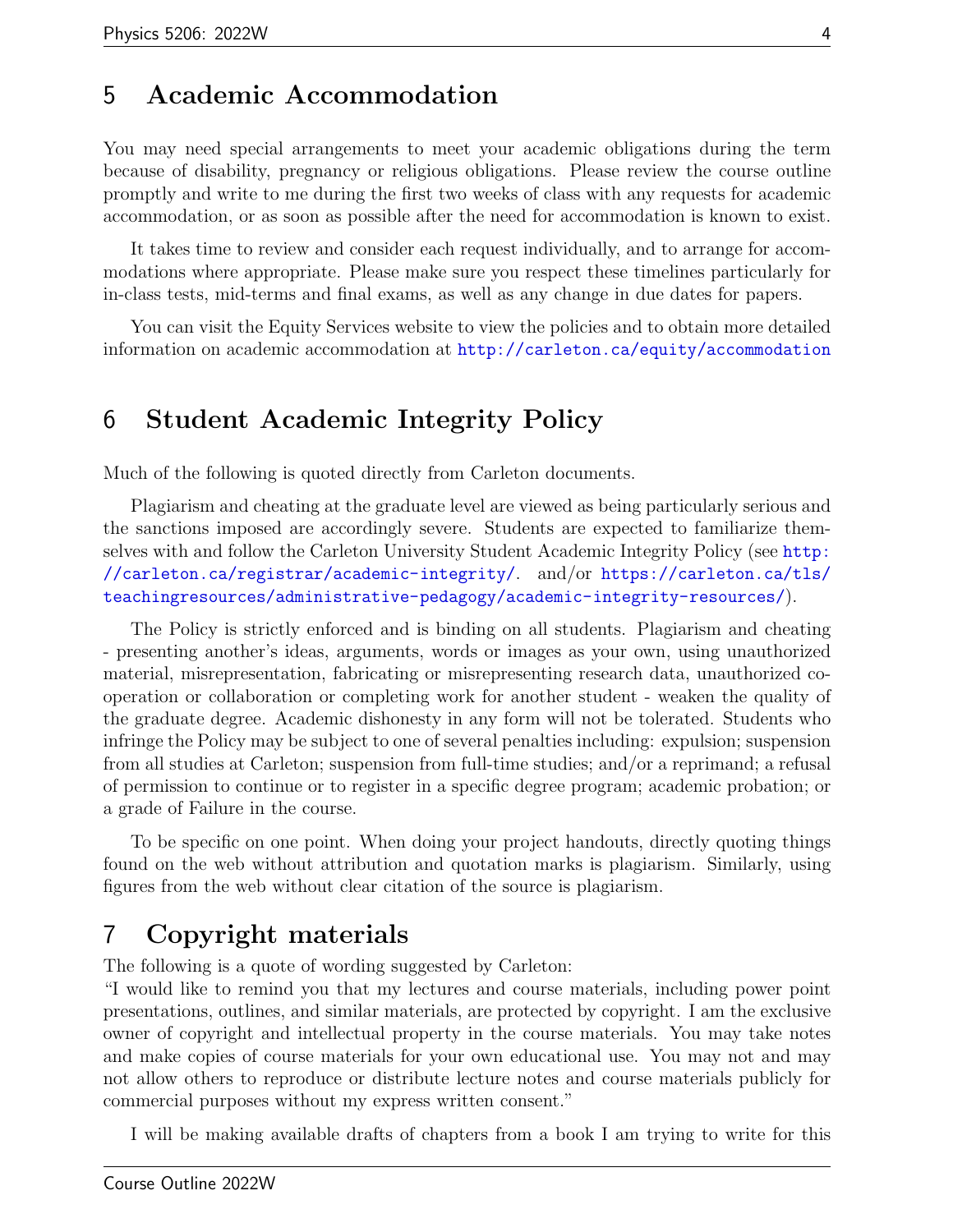## 5 Academic Accommodation

You may need special arrangements to meet your academic obligations during the term because of disability, pregnancy or religious obligations. Please review the course outline promptly and write to me during the first two weeks of class with any requests for academic accommodation, or as soon as possible after the need for accommodation is known to exist.

It takes time to review and consider each request individually, and to arrange for accommodations where appropriate. Please make sure you respect these timelines particularly for in-class tests, mid-terms and final exams, as well as any change in due dates for papers.

You can visit the Equity Services website to view the policies and to obtain more detailed information on academic accommodation at http://carleton.ca/equity/accommodation

## 6 Student Academic Integrity Policy

Much of the following is quoted directly from Carleton documents.

Plagiarism and cheating at the graduate level are viewed as being particularly serious and the sanctions imposed are accordingly severe. Students are expected to familiarize themselves with and follow the Carleton University Student Academic Integrity Policy (see http://carleton.ca/registrar/academic-integrity/. and/or https://carleton.ca/tls/teachingresources/administrative-pedagogy/academic-integrity-resources/).

The Policy is strictly enforced and is binding on all students. Plagiarism and cheating - presenting another's ideas, arguments, words or images as your own, using unauthorized material, misrepresentation, fabricating or misrepresenting research data, unauthorized co-operation or collaboration or completing work for another student - weaken the quality of the graduate degree. Academic dishonesty in any form will not be tolerated. Students who infringe the Policy may be subject to one of several penalties including: expulsion; suspension from all studies at Carleton; suspension from full-time studies; and/or a reprimand; a refusal of permission to continue or to register in a specific degree program; academic probation; or a grade of Failure in the course.

To be specific on one point. When doing your project handouts, directly quoting things found on the web without attribution and quotation marks is plagiarism. Similarly, using figures from the web without clear citation of the source is plagiarism.

## 7 Copyright materials

The following is a quote of wording suggested by Carleton:
"I would like to remind you that my lectures and course materials, including power point presentations, outlines, and similar materials, are protected by copyright. I am the exclusive owner of copyright and intellectual property in the course materials. You may take notes and make copies of course materials for your own educational use. You may not and may not allow others to reproduce or distribute lecture notes and course materials publicly for commercial purposes without my express written consent."

I will be making available drafts of chapters from a book I am trying to write for this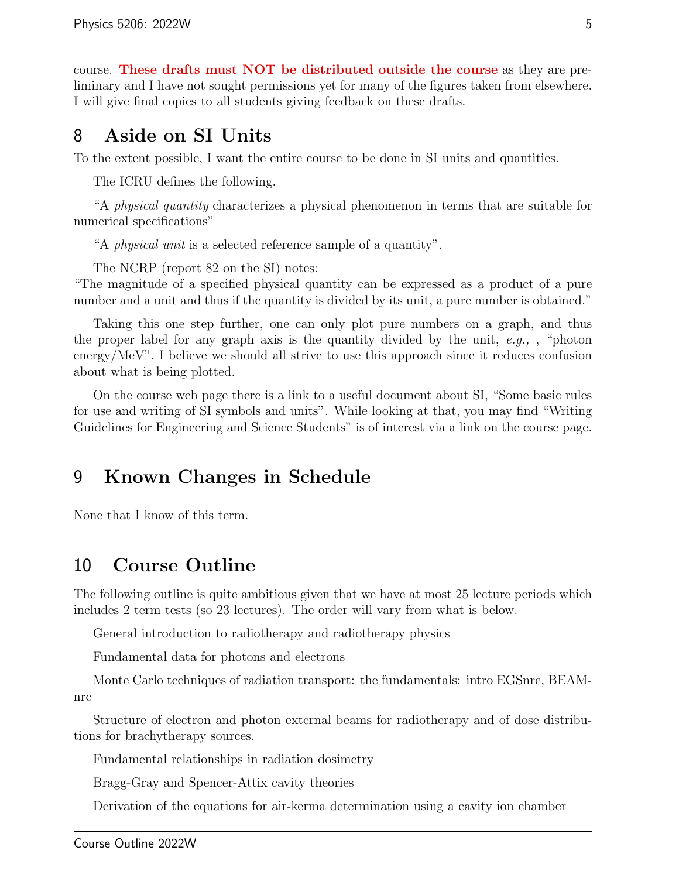course. **These drafts must NOT be distributed outside the course** as they are preliminary and I have not sought permissions yet for many of the figures taken from elsewhere. I will give final copies to all students giving feedback on these drafts.

## 8 Aside on SI Units

To the extent possible, I want the entire course to be done in SI units and quantities.

The ICRU defines the following.

"A *physical quantity* characterizes a physical phenomenon in terms that are suitable for numerical specifications"

"A *physical unit* is a selected reference sample of a quantity".

The NCRP (report 82 on the SI) notes:
"The magnitude of a specified physical quantity can be expressed as a product of a pure number and a unit and thus if the quantity is divided by its unit, a pure number is obtained."

Taking this one step further, one can only plot pure numbers on a graph, and thus the proper label for any graph axis is the quantity divided by the unit, *e.g.,* , "photon energy/MeV". I believe we should all strive to use this approach since it reduces confusion about what is being plotted.

On the course web page there is a link to a useful document about SI, "Some basic rules for use and writing of SI symbols and units". While looking at that, you may find "Writing Guidelines for Engineering and Science Students" is of interest via a link on the course page.

## 9 Known Changes in Schedule

None that I know of this term.

## 10 Course Outline

The following outline is quite ambitious given that we have at most 25 lecture periods which includes 2 term tests (so 23 lectures). The order will vary from what is below.

General introduction to radiotherapy and radiotherapy physics

Fundamental data for photons and electrons

Monte Carlo techniques of radiation transport: the fundamentals: intro EGSnrc, BEAMnrc

Structure of electron and photon external beams for radiotherapy and of dose distributions for brachytherapy sources.

Fundamental relationships in radiation dosimetry

Bragg-Gray and Spencer-Attix cavity theories

Derivation of the equations for air-kerma determination using a cavity ion chamber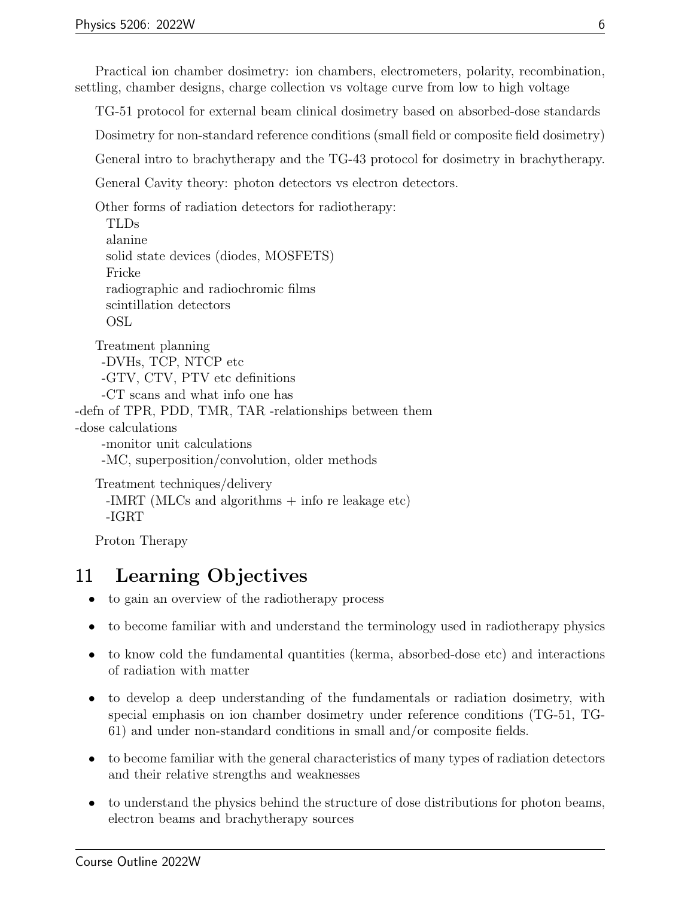Practical ion chamber dosimetry: ion chambers, electrometers, polarity, recombination, settling, chamber designs, charge collection vs voltage curve from low to high voltage

TG-51 protocol for external beam clinical dosimetry based on absorbed-dose standards

Dosimetry for non-standard reference conditions (small field or composite field dosimetry)

General intro to brachytherapy and the TG-43 protocol for dosimetry in brachytherapy.

General Cavity theory: photon detectors vs electron detectors.

Other forms of radiation detectors for radiotherapy:
TLDs
alanine
solid state devices (diodes, MOSFETS)
Fricke
radiographic and radiochromic films
scintillation detectors
OSL

Treatment planning
-DVHs, TCP, NTCP etc
-GTV, CTV, PTV etc definitions
-CT scans and what info one has
-defn of TPR, PDD, TMR, TAR -relationships between them
-dose calculations
-monitor unit calculations
-MC, superposition/convolution, older methods

Treatment techniques/delivery
-IMRT (MLCs and algorithms + info re leakage etc)
-IGRT

Proton Therapy

# 11 Learning Objectives

- to gain an overview of the radiotherapy process
- to become familiar with and understand the terminology used in radiotherapy physics
- to know cold the fundamental quantities (kerma, absorbed-dose etc) and interactions of radiation with matter
- to develop a deep understanding of the fundamentals or radiation dosimetry, with special emphasis on ion chamber dosimetry under reference conditions (TG-51, TG-61) and under non-standard conditions in small and/or composite fields.
- to become familiar with the general characteristics of many types of radiation detectors and their relative strengths and weaknesses
- to understand the physics behind the structure of dose distributions for photon beams, electron beams and brachytherapy sources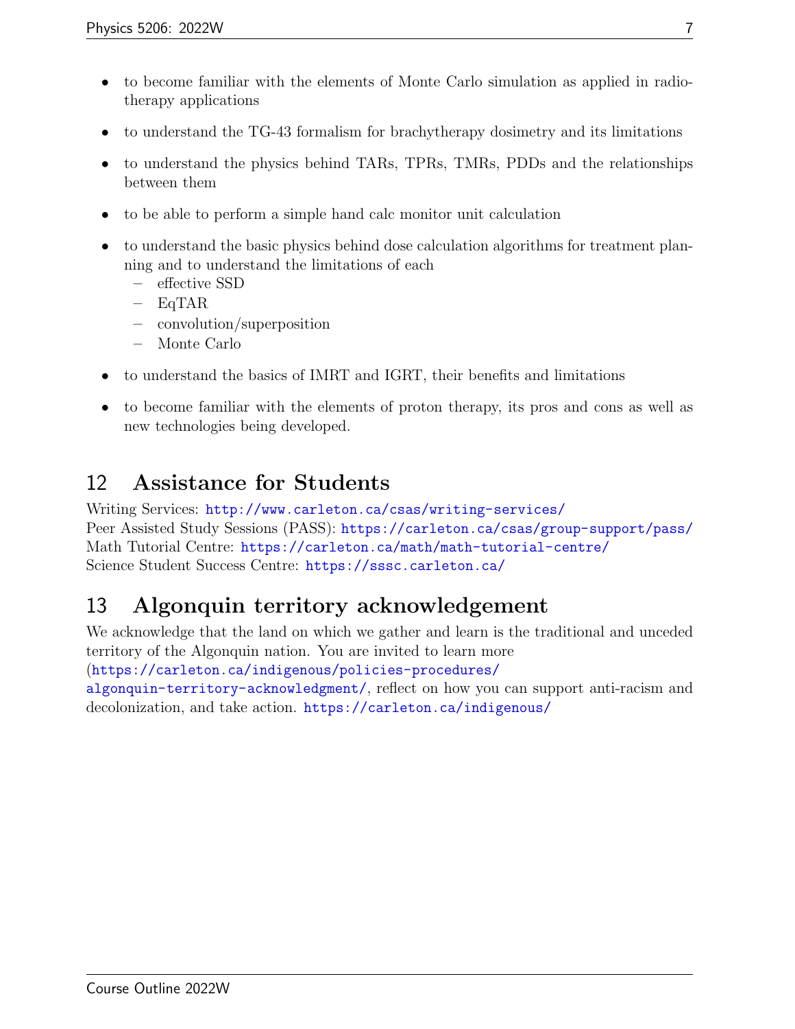- to become familiar with the elements of Monte Carlo simulation as applied in radiotherapy applications
- to understand the TG-43 formalism for brachytherapy dosimetry and its limitations
- to understand the physics behind TARs, TPRs, TMRs, PDDs and the relationships between them
- to be able to perform a simple hand calc monitor unit calculation
- to understand the basic physics behind dose calculation algorithms for treatment planning and to understand the limitations of each
  - effective SSD
  - EqTAR
  - convolution/superposition
  - Monte Carlo
- to understand the basics of IMRT and IGRT, their benefits and limitations
- to become familiar with the elements of proton therapy, its pros and cons as well as new technologies being developed.

## 12 Assistance for Students

Writing Services: http://www.carleton.ca/csas/writing-services/
Peer Assisted Study Sessions (PASS): https://carleton.ca/csas/group-support/pass/
Math Tutorial Centre: https://carleton.ca/math/math-tutorial-centre/
Science Student Success Centre: https://sssc.carleton.ca/

## 13 Algonquin territory acknowledgement

We acknowledge that the land on which we gather and learn is the traditional and unceded territory of the Algonquin nation. You are invited to learn more (https://carleton.ca/indigenous/policies-procedures/algonquin-territory-acknowledgment/, reflect on how you can support anti-racism and decolonization, and take action. https://carleton.ca/indigenous/